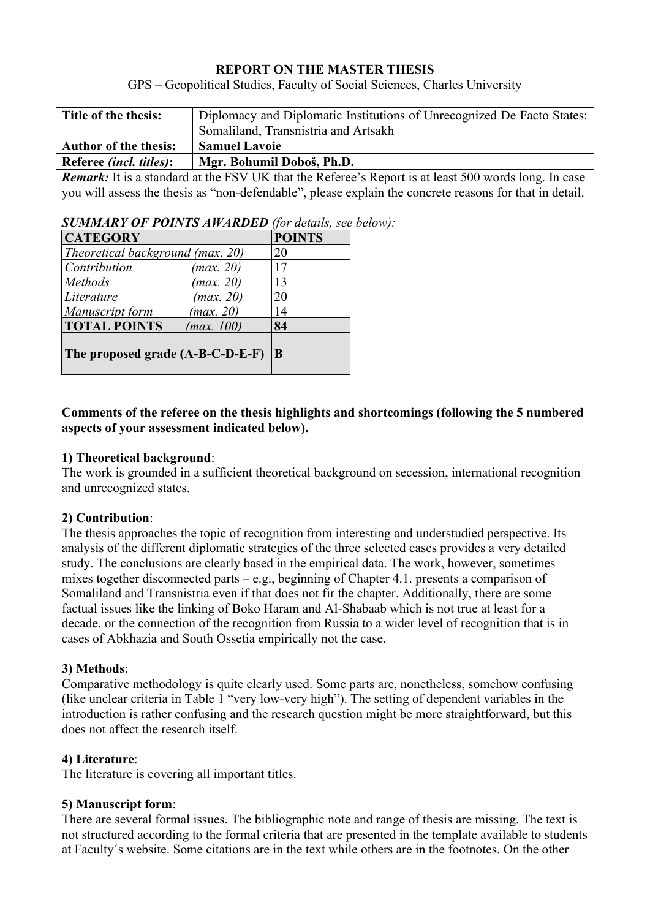**REPORT ON THE MASTER THESIS**

GPS – Geopolitical Studies, Faculty of Social Sciences, Charles University

| **Title of the thesis:** | Diplomacy and Diplomatic Institutions of Unrecognized De Facto States: Somaliland, Transnistria and Artsakh |
|---|---|
| **Author of the thesis:** | **Samuel Lavoie** |
| **Referee *(incl. titles)*:** | **Mgr. Bohumil Doboš, Ph.D.** |

***Remark:*** It is a standard at the FSV UK that the Referee's Report is at least 500 words long. In case you will assess the thesis as "non-defendable", please explain the concrete reasons for that in detail.

***SUMMARY OF POINTS AWARDED*** *(for details, see below)*:

| **CATEGORY** | **POINTS** |
|---|---|
| *Theoretical background (max. 20)* | 20 |
| *Contribution (max. 20)* | 17 |
| *Methods (max. 20)* | 13 |
| *Literature (max. 20)* | 20 |
| *Manuscript form (max. 20)* | 14 |
| **TOTAL POINTS** *(max. 100)* | **84** |
| **The proposed grade (A-B-C-D-E-F)** | **B** |

**Comments of the referee on the thesis highlights and shortcomings (following the 5 numbered aspects of your assessment indicated below).**

**1) Theoretical background**:

The work is grounded in a sufficient theoretical background on secession, international recognition and unrecognized states.

**2) Contribution**:

The thesis approaches the topic of recognition from interesting and understudied perspective. Its analysis of the different diplomatic strategies of the three selected cases provides a very detailed study. The conclusions are clearly based in the empirical data. The work, however, sometimes mixes together disconnected parts – e.g., beginning of Chapter 4.1. presents a comparison of Somaliland and Transnistria even if that does not fir the chapter. Additionally, there are some factual issues like the linking of Boko Haram and Al-Shabaab which is not true at least for a decade, or the connection of the recognition from Russia to a wider level of recognition that is in cases of Abkhazia and South Ossetia empirically not the case.

**3) Methods**:

Comparative methodology is quite clearly used. Some parts are, nonetheless, somehow confusing (like unclear criteria in Table 1 "very low-very high"). The setting of dependent variables in the introduction is rather confusing and the research question might be more straightforward, but this does not affect the research itself.

**4) Literature**:

The literature is covering all important titles.

**5) Manuscript form**:

There are several formal issues. The bibliographic note and range of thesis are missing. The text is not structured according to the formal criteria that are presented in the template available to students at Faculty´s website. Some citations are in the text while others are in the footnotes. On the other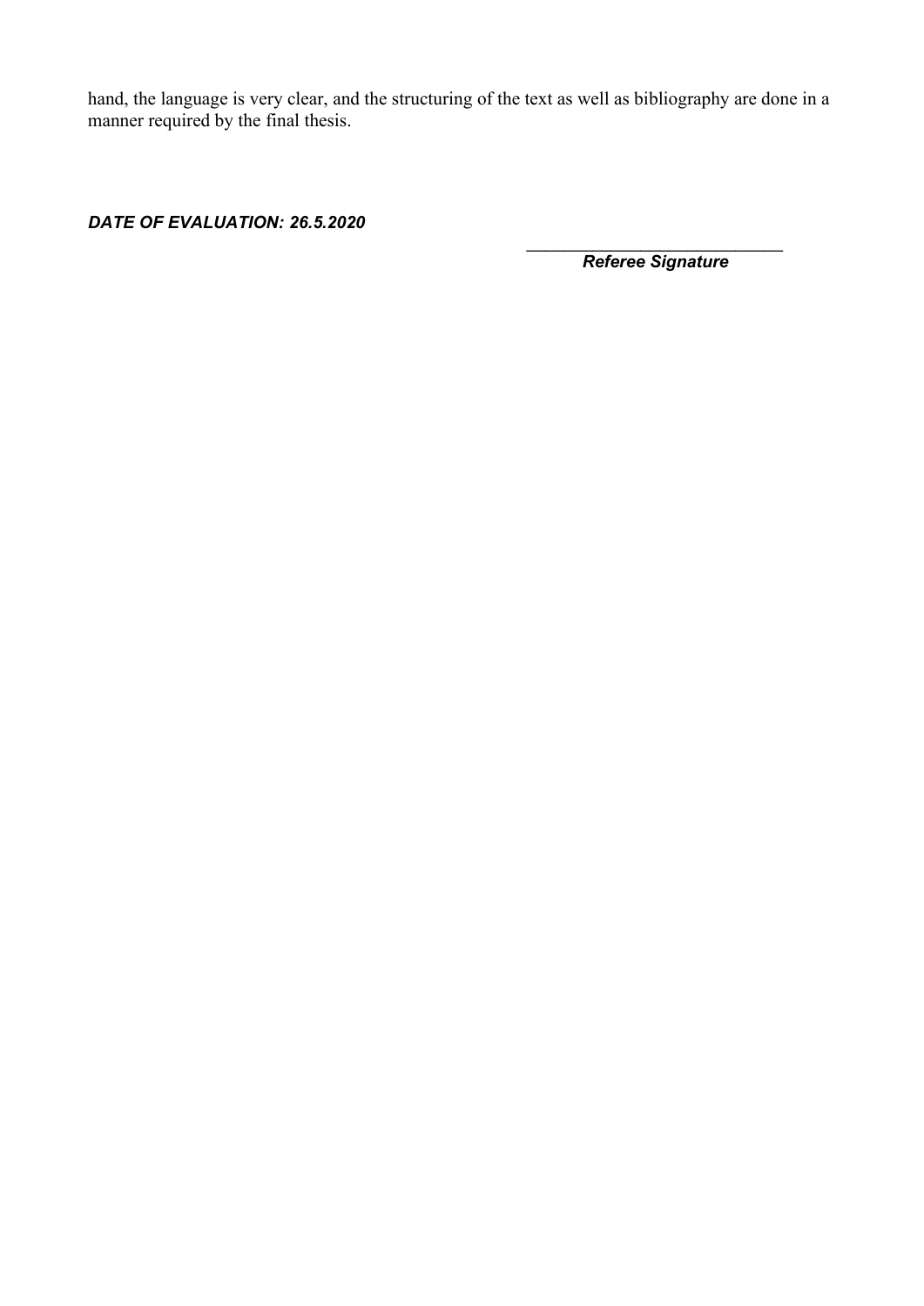hand, the language is very clear, and the structuring of the text as well as bibliography are done in a manner required by the final thesis.

***DATE OF EVALUATION: 26.5.2020***

\_\_\_\_\_\_\_\_\_\_\_\_\_\_\_\_\_\_\_\_\_\_\_\_\_\_\_\_

***Referee Signature***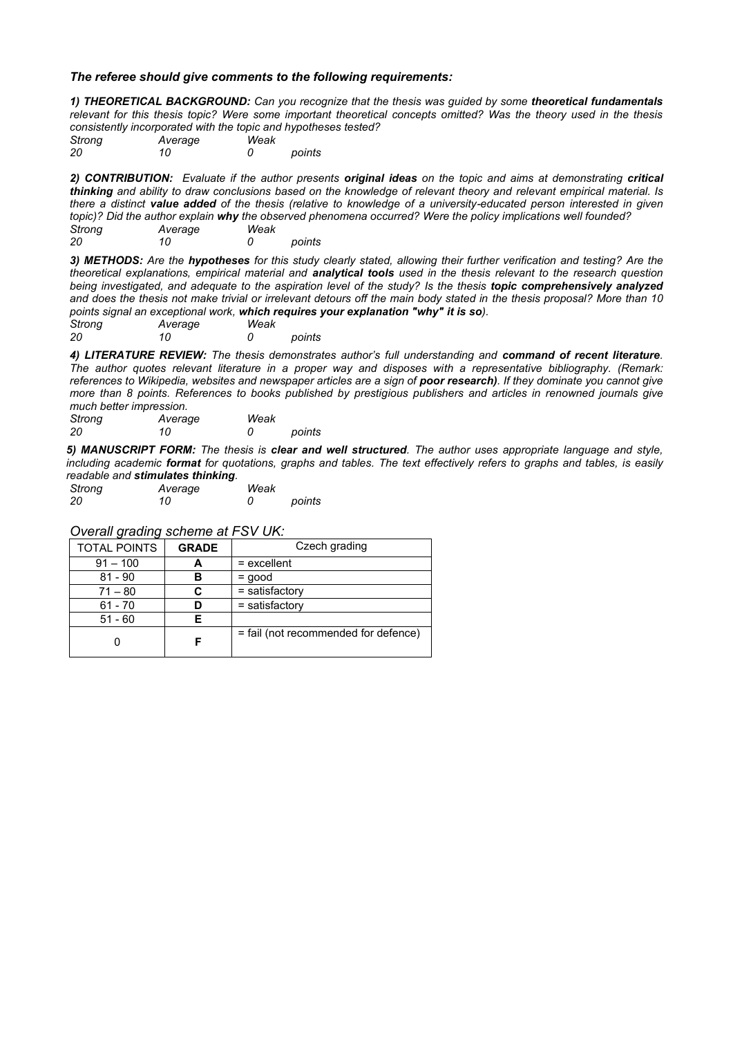***The referee should give comments to the following requirements:***

***1) THEORETICAL BACKGROUND:** Can you recognize that the thesis was guided by some **theoretical fundamentals** relevant for this thesis topic? Were some important theoretical concepts omitted? Was the theory used in the thesis consistently incorporated with the topic and hypotheses tested?*

| | | | |
|---|---|---|---|
| *Strong* | *Average* | *Weak* | |
| *20* | *10* | *0* | *points* |

***2) CONTRIBUTION:** Evaluate if the author presents **original ideas** on the topic and aims at demonstrating **critical thinking** and ability to draw conclusions based on the knowledge of relevant theory and relevant empirical material. Is there a distinct **value added** of the thesis (relative to knowledge of a university-educated person interested in given topic)? Did the author explain **why** the observed phenomena occurred? Were the policy implications well founded?*

| | | | |
|---|---|---|---|
| *Strong* | *Average* | *Weak* | |
| *20* | *10* | *0* | *points* |

***3) METHODS:** Are the **hypotheses** for this study clearly stated, allowing their further verification and testing? Are the theoretical explanations, empirical material and **analytical tools** used in the thesis relevant to the research question being investigated, and adequate to the aspiration level of the study? Is the thesis **topic comprehensively analyzed** and does the thesis not make trivial or irrelevant detours off the main body stated in the thesis proposal? More than 10 points signal an exceptional work, **which requires your explanation "why" it is so**).*

| | | | |
|---|---|---|---|
| *Strong* | *Average* | *Weak* | |
| *20* | *10* | *0* | *points* |

***4) LITERATURE REVIEW:** The thesis demonstrates author's full understanding and **command of recent literature**. The author quotes relevant literature in a proper way and disposes with a representative bibliography. (Remark: references to Wikipedia, websites and newspaper articles are a sign of **poor research)**. If they dominate you cannot give more than 8 points. References to books published by prestigious publishers and articles in renowned journals give much better impression.*

| | | | |
|---|---|---|---|
| *Strong* | *Average* | *Weak* | |
| *20* | *10* | *0* | *points* |

***5) MANUSCRIPT FORM:** The thesis is **clear and well structured**. The author uses appropriate language and style, including academic **format** for quotations, graphs and tables. The text effectively refers to graphs and tables, is easily readable and **stimulates thinking**.*

| | | | |
|---|---|---|---|
| *Strong* | *Average* | *Weak* | |
| *20* | *10* | *0* | *points* |

*Overall grading scheme at FSV UK:*

| TOTAL POINTS | **GRADE** | Czech grading |
|---|---|---|
| 91 – 100 | **A** | = excellent |
| 81 - 90 | **B** | = good |
| 71 – 80 | **C** | = satisfactory |
| 61 - 70 | **D** | = satisfactory |
| 51 - 60 | **E** | |
| 0 | **F** | = fail (not recommended for defence) |